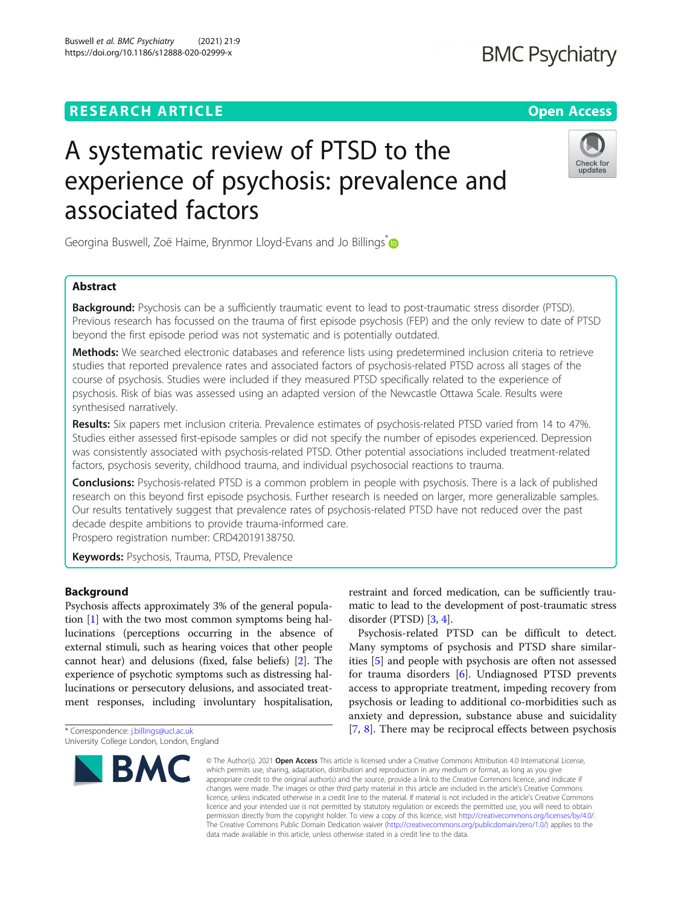RESEARCH ARTICLE

Open Access

# A systematic review of PTSD to the experience of psychosis: prevalence and associated factors

Georgina Buswell, Zoë Haime, Brynmor Lloyd-Evans and Jo Billings*

## Abstract

**Background:** Psychosis can be a sufficiently traumatic event to lead to post-traumatic stress disorder (PTSD). Previous research has focussed on the trauma of first episode psychosis (FEP) and the only review to date of PTSD beyond the first episode period was not systematic and is potentially outdated.

**Methods:** We searched electronic databases and reference lists using predetermined inclusion criteria to retrieve studies that reported prevalence rates and associated factors of psychosis-related PTSD across all stages of the course of psychosis. Studies were included if they measured PTSD specifically related to the experience of psychosis. Risk of bias was assessed using an adapted version of the Newcastle Ottawa Scale. Results were synthesised narratively.

**Results:** Six papers met inclusion criteria. Prevalence estimates of psychosis-related PTSD varied from 14 to 47%. Studies either assessed first-episode samples or did not specify the number of episodes experienced. Depression was consistently associated with psychosis-related PTSD. Other potential associations included treatment-related factors, psychosis severity, childhood trauma, and individual psychosocial reactions to trauma.

**Conclusions:** Psychosis-related PTSD is a common problem in people with psychosis. There is a lack of published research on this beyond first episode psychosis. Further research is needed on larger, more generalizable samples. Our results tentatively suggest that prevalence rates of psychosis-related PTSD have not reduced over the past decade despite ambitions to provide trauma-informed care.

Prospero registration number: CRD42019138750.

**Keywords:** Psychosis, Trauma, PTSD, Prevalence

## Background

Psychosis affects approximately 3% of the general population [1] with the two most common symptoms being hallucinations (perceptions occurring in the absence of external stimuli, such as hearing voices that other people cannot hear) and delusions (fixed, false beliefs) [2]. The experience of psychotic symptoms such as distressing hallucinations or persecutory delusions, and associated treatment responses, including involuntary hospitalisation, restraint and forced medication, can be sufficiently traumatic to lead to the development of post-traumatic stress disorder (PTSD) [3, 4].

Psychosis-related PTSD can be difficult to detect. Many symptoms of psychosis and PTSD share similarities [5] and people with psychosis are often not assessed for trauma disorders [6]. Undiagnosed PTSD prevents access to appropriate treatment, impeding recovery from psychosis or leading to additional co-morbidities such as anxiety and depression, substance abuse and suicidality [7, 8]. There may be reciprocal effects between psychosis

* Correspondence: j.billings@ucl.ac.uk
University College London, London, England

© The Author(s). 2021 **Open Access** This article is licensed under a Creative Commons Attribution 4.0 International License, which permits use, sharing, adaptation, distribution and reproduction in any medium or format, as long as you give appropriate credit to the original author(s) and the source, provide a link to the Creative Commons licence, and indicate if changes were made. The images or other third party material in this article are included in the article's Creative Commons licence, unless indicated otherwise in a credit line to the material. If material is not included in the article's Creative Commons licence and your intended use is not permitted by statutory regulation or exceeds the permitted use, you will need to obtain permission directly from the copyright holder. To view a copy of this licence, visit http://creativecommons.org/licenses/by/4.0/. The Creative Commons Public Domain Dedication waiver (http://creativecommons.org/publicdomain/zero/1.0/) applies to the data made available in this article, unless otherwise stated in a credit line to the data.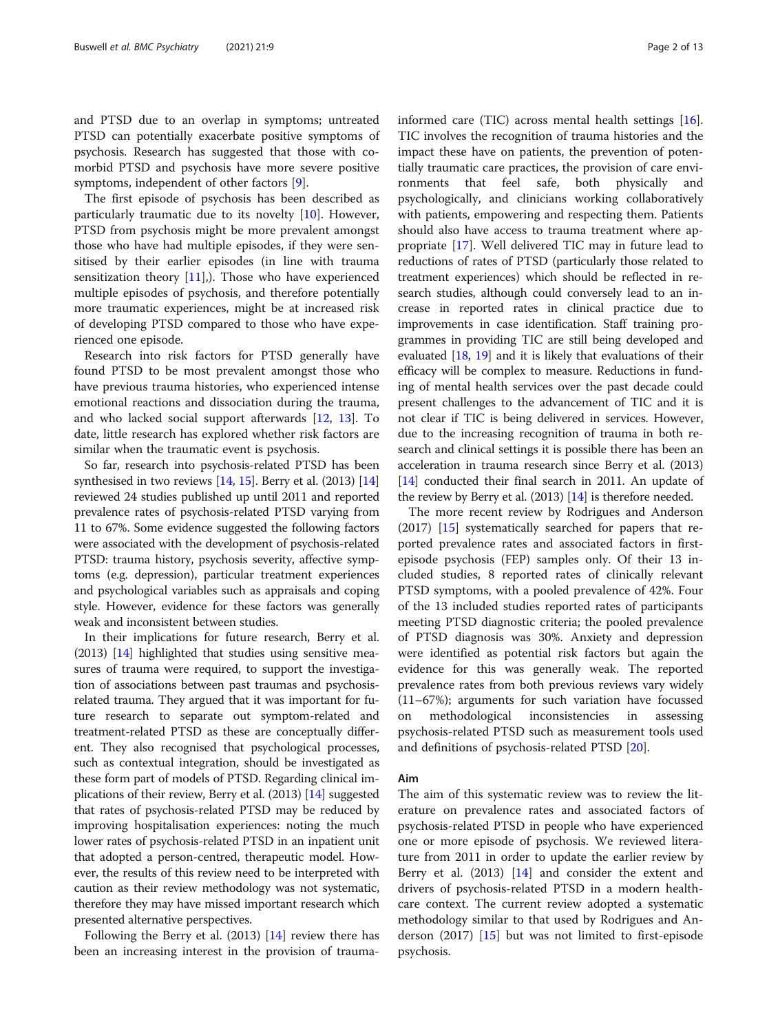and PTSD due to an overlap in symptoms; untreated PTSD can potentially exacerbate positive symptoms of psychosis. Research has suggested that those with co-morbid PTSD and psychosis have more severe positive symptoms, independent of other factors [9].

The first episode of psychosis has been described as particularly traumatic due to its novelty [10]. However, PTSD from psychosis might be more prevalent amongst those who have had multiple episodes, if they were sensitised by their earlier episodes (in line with trauma sensitization theory [11],). Those who have experienced multiple episodes of psychosis, and therefore potentially more traumatic experiences, might be at increased risk of developing PTSD compared to those who have experienced one episode.

Research into risk factors for PTSD generally have found PTSD to be most prevalent amongst those who have previous trauma histories, who experienced intense emotional reactions and dissociation during the trauma, and who lacked social support afterwards [12, 13]. To date, little research has explored whether risk factors are similar when the traumatic event is psychosis.

So far, research into psychosis-related PTSD has been synthesised in two reviews [14, 15]. Berry et al. (2013) [14] reviewed 24 studies published up until 2011 and reported prevalence rates of psychosis-related PTSD varying from 11 to 67%. Some evidence suggested the following factors were associated with the development of psychosis-related PTSD: trauma history, psychosis severity, affective symptoms (e.g. depression), particular treatment experiences and psychological variables such as appraisals and coping style. However, evidence for these factors was generally weak and inconsistent between studies.

In their implications for future research, Berry et al. (2013) [14] highlighted that studies using sensitive measures of trauma were required, to support the investigation of associations between past traumas and psychosis-related trauma. They argued that it was important for future research to separate out symptom-related and treatment-related PTSD as these are conceptually different. They also recognised that psychological processes, such as contextual integration, should be investigated as these form part of models of PTSD. Regarding clinical implications of their review, Berry et al. (2013) [14] suggested that rates of psychosis-related PTSD may be reduced by improving hospitalisation experiences: noting the much lower rates of psychosis-related PTSD in an inpatient unit that adopted a person-centred, therapeutic model. However, the results of this review need to be interpreted with caution as their review methodology was not systematic, therefore they may have missed important research which presented alternative perspectives.

Following the Berry et al. (2013) [14] review there has been an increasing interest in the provision of trauma-informed care (TIC) across mental health settings [16]. TIC involves the recognition of trauma histories and the impact these have on patients, the prevention of potentially traumatic care practices, the provision of care environments that feel safe, both physically and psychologically, and clinicians working collaboratively with patients, empowering and respecting them. Patients should also have access to trauma treatment where appropriate [17]. Well delivered TIC may in future lead to reductions of rates of PTSD (particularly those related to treatment experiences) which should be reflected in research studies, although could conversely lead to an increase in reported rates in clinical practice due to improvements in case identification. Staff training programmes in providing TIC are still being developed and evaluated [18, 19] and it is likely that evaluations of their efficacy will be complex to measure. Reductions in funding of mental health services over the past decade could present challenges to the advancement of TIC and it is not clear if TIC is being delivered in services. However, due to the increasing recognition of trauma in both research and clinical settings it is possible there has been an acceleration in trauma research since Berry et al. (2013) [14] conducted their final search in 2011. An update of the review by Berry et al. (2013) [14] is therefore needed.

The more recent review by Rodrigues and Anderson (2017) [15] systematically searched for papers that reported prevalence rates and associated factors in first-episode psychosis (FEP) samples only. Of their 13 included studies, 8 reported rates of clinically relevant PTSD symptoms, with a pooled prevalence of 42%. Four of the 13 included studies reported rates of participants meeting PTSD diagnostic criteria; the pooled prevalence of PTSD diagnosis was 30%. Anxiety and depression were identified as potential risk factors but again the evidence for this was generally weak. The reported prevalence rates from both previous reviews vary widely (11–67%); arguments for such variation have focussed on methodological inconsistencies in assessing psychosis-related PTSD such as measurement tools used and definitions of psychosis-related PTSD [20].

## Aim

The aim of this systematic review was to review the literature on prevalence rates and associated factors of psychosis-related PTSD in people who have experienced one or more episode of psychosis. We reviewed literature from 2011 in order to update the earlier review by Berry et al. (2013) [14] and consider the extent and drivers of psychosis-related PTSD in a modern healthcare context. The current review adopted a systematic methodology similar to that used by Rodrigues and Anderson (2017) [15] but was not limited to first-episode psychosis.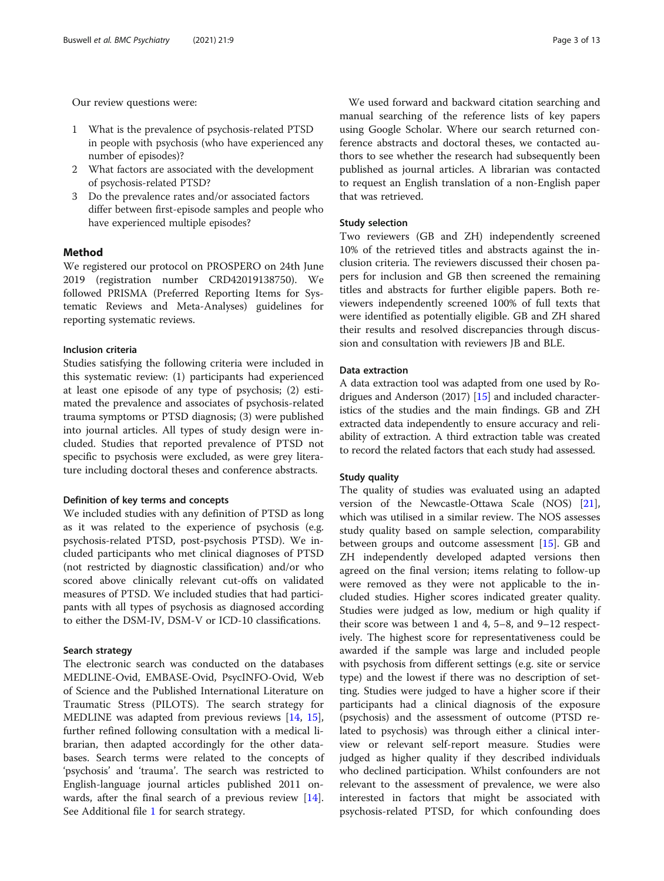Our review questions were:

1. What is the prevalence of psychosis-related PTSD in people with psychosis (who have experienced any number of episodes)?
2. What factors are associated with the development of psychosis-related PTSD?
3. Do the prevalence rates and/or associated factors differ between first-episode samples and people who have experienced multiple episodes?

## Method

We registered our protocol on PROSPERO on 24th June 2019 (registration number CRD42019138750). We followed PRISMA (Preferred Reporting Items for Systematic Reviews and Meta-Analyses) guidelines for reporting systematic reviews.

### Inclusion criteria

Studies satisfying the following criteria were included in this systematic review: (1) participants had experienced at least one episode of any type of psychosis; (2) estimated the prevalence and associates of psychosis-related trauma symptoms or PTSD diagnosis; (3) were published into journal articles. All types of study design were included. Studies that reported prevalence of PTSD not specific to psychosis were excluded, as were grey literature including doctoral theses and conference abstracts.

### Definition of key terms and concepts

We included studies with any definition of PTSD as long as it was related to the experience of psychosis (e.g. psychosis-related PTSD, post-psychosis PTSD). We included participants who met clinical diagnoses of PTSD (not restricted by diagnostic classification) and/or who scored above clinically relevant cut-offs on validated measures of PTSD. We included studies that had participants with all types of psychosis as diagnosed according to either the DSM-IV, DSM-V or ICD-10 classifications.

### Search strategy

The electronic search was conducted on the databases MEDLINE-Ovid, EMBASE-Ovid, PsycINFO-Ovid, Web of Science and the Published International Literature on Traumatic Stress (PILOTS). The search strategy for MEDLINE was adapted from previous reviews [14, 15], further refined following consultation with a medical librarian, then adapted accordingly for the other databases. Search terms were related to the concepts of 'psychosis' and 'trauma'. The search was restricted to English-language journal articles published 2011 onwards, after the final search of a previous review [14]. See Additional file 1 for search strategy.

We used forward and backward citation searching and manual searching of the reference lists of key papers using Google Scholar. Where our search returned conference abstracts and doctoral theses, we contacted authors to see whether the research had subsequently been published as journal articles. A librarian was contacted to request an English translation of a non-English paper that was retrieved.

### Study selection

Two reviewers (GB and ZH) independently screened 10% of the retrieved titles and abstracts against the inclusion criteria. The reviewers discussed their chosen papers for inclusion and GB then screened the remaining titles and abstracts for further eligible papers. Both reviewers independently screened 100% of full texts that were identified as potentially eligible. GB and ZH shared their results and resolved discrepancies through discussion and consultation with reviewers JB and BLE.

### Data extraction

A data extraction tool was adapted from one used by Rodrigues and Anderson (2017) [15] and included characteristics of the studies and the main findings. GB and ZH extracted data independently to ensure accuracy and reliability of extraction. A third extraction table was created to record the related factors that each study had assessed.

### Study quality

The quality of studies was evaluated using an adapted version of the Newcastle-Ottawa Scale (NOS) [21], which was utilised in a similar review. The NOS assesses study quality based on sample selection, comparability between groups and outcome assessment [15]. GB and ZH independently developed adapted versions then agreed on the final version; items relating to follow-up were removed as they were not applicable to the included studies. Higher scores indicated greater quality. Studies were judged as low, medium or high quality if their score was between 1 and 4, 5–8, and 9–12 respectively. The highest score for representativeness could be awarded if the sample was large and included people with psychosis from different settings (e.g. site or service type) and the lowest if there was no description of setting. Studies were judged to have a higher score if their participants had a clinical diagnosis of the exposure (psychosis) and the assessment of outcome (PTSD related to psychosis) was through either a clinical interview or relevant self-report measure. Studies were judged as higher quality if they described individuals who declined participation. Whilst confounders are not relevant to the assessment of prevalence, we were also interested in factors that might be associated with psychosis-related PTSD, for which confounding does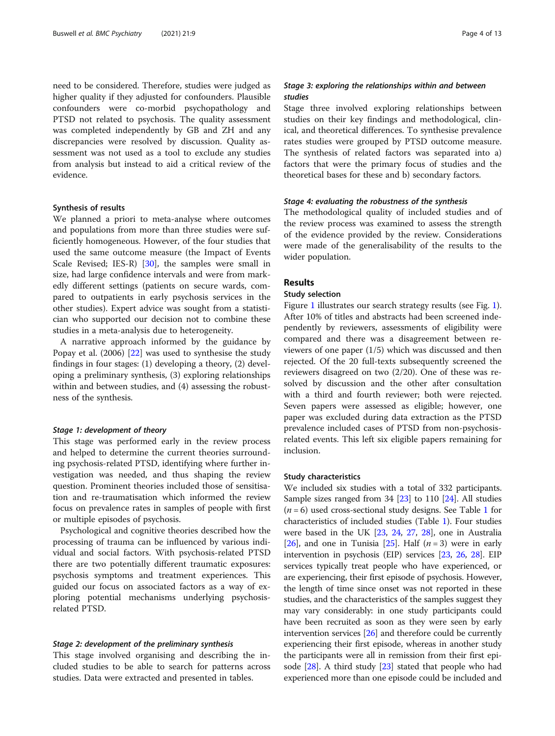need to be considered. Therefore, studies were judged as higher quality if they adjusted for confounders. Plausible confounders were co-morbid psychopathology and PTSD not related to psychosis. The quality assessment was completed independently by GB and ZH and any discrepancies were resolved by discussion. Quality assessment was not used as a tool to exclude any studies from analysis but instead to aid a critical review of the evidence.

#### Synthesis of results

We planned a priori to meta-analyse where outcomes and populations from more than three studies were sufficiently homogeneous. However, of the four studies that used the same outcome measure (the Impact of Events Scale Revised; IES-R) [30], the samples were small in size, had large confidence intervals and were from markedly different settings (patients on secure wards, compared to outpatients in early psychosis services in the other studies). Expert advice was sought from a statistician who supported our decision not to combine these studies in a meta-analysis due to heterogeneity.

A narrative approach informed by the guidance by Popay et al. (2006) [22] was used to synthesise the study findings in four stages: (1) developing a theory, (2) developing a preliminary synthesis, (3) exploring relationships within and between studies, and (4) assessing the robustness of the synthesis.

##### *Stage 1: development of theory*

This stage was performed early in the review process and helped to determine the current theories surrounding psychosis-related PTSD, identifying where further investigation was needed, and thus shaping the review question. Prominent theories included those of sensitisation and re-traumatisation which informed the review focus on prevalence rates in samples of people with first or multiple episodes of psychosis.

Psychological and cognitive theories described how the processing of trauma can be influenced by various individual and social factors. With psychosis-related PTSD there are two potentially different traumatic exposures: psychosis symptoms and treatment experiences. This guided our focus on associated factors as a way of exploring potential mechanisms underlying psychosis-related PTSD.

##### *Stage 2: development of the preliminary synthesis*

This stage involved organising and describing the included studies to be able to search for patterns across studies. Data were extracted and presented in tables.

##### *Stage 3: exploring the relationships within and between studies*

Stage three involved exploring relationships between studies on their key findings and methodological, clinical, and theoretical differences. To synthesise prevalence rates studies were grouped by PTSD outcome measure. The synthesis of related factors was separated into a) factors that were the primary focus of studies and the theoretical bases for these and b) secondary factors.

##### *Stage 4: evaluating the robustness of the synthesis*

The methodological quality of included studies and of the review process was examined to assess the strength of the evidence provided by the review. Considerations were made of the generalisability of the results to the wider population.

## Results

#### Study selection

Figure 1 illustrates our search strategy results (see Fig. 1). After 10% of titles and abstracts had been screened independently by reviewers, assessments of eligibility were compared and there was a disagreement between reviewers of one paper (1/5) which was discussed and then rejected. Of the 20 full-texts subsequently screened the reviewers disagreed on two (2/20). One of these was resolved by discussion and the other after consultation with a third and fourth reviewer; both were rejected. Seven papers were assessed as eligible; however, one paper was excluded during data extraction as the PTSD prevalence included cases of PTSD from non-psychosis-related events. This left six eligible papers remaining for inclusion.

#### Study characteristics

We included six studies with a total of 332 participants. Sample sizes ranged from 34 [23] to 110 [24]. All studies ($n = 6$) used cross-sectional study designs. See Table 1 for characteristics of included studies (Table 1). Four studies were based in the UK [23, 24, 27, 28], one in Australia [26], and one in Tunisia [25]. Half ($n = 3$) were in early intervention in psychosis (EIP) services [23, 26, 28]. EIP services typically treat people who have experienced, or are experiencing, their first episode of psychosis. However, the length of time since onset was not reported in these studies, and the characteristics of the samples suggest they may vary considerably: in one study participants could have been recruited as soon as they were seen by early intervention services [26] and therefore could be currently experiencing their first episode, whereas in another study the participants were all in remission from their first episode [28]. A third study [23] stated that people who had experienced more than one episode could be included and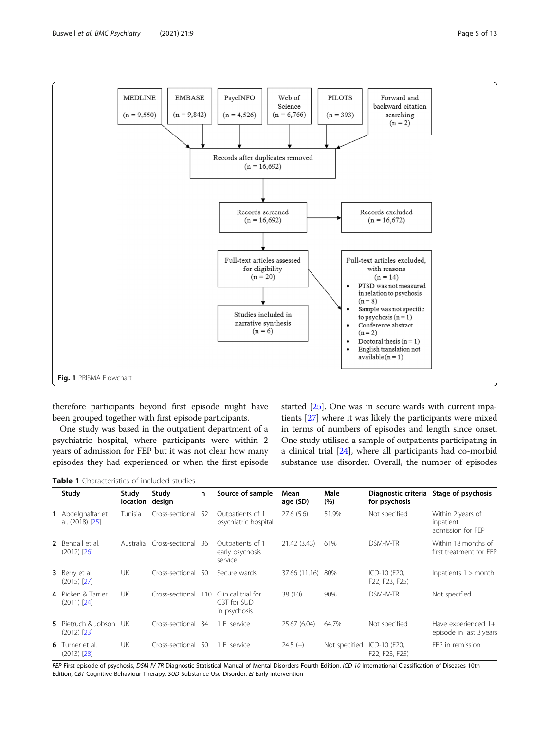MEDLINE (n = 9,550)

EMBASE (n = 9,842)

PsycINFO (n = 4,526)

Web of Science (n = 6,766)

PILOTS (n = 393)

Forward and backward citation searching (n = 2)

Records after duplicates removed (n = 16,692)

Records screened (n = 16,692)

Records excluded (n = 16,672)

Full-text articles assessed for eligibility (n = 20)

Full-text articles excluded, with reasons (n = 14)

- PTSD was not measured in relation to psychosis (n = 8)
- Sample was not specific to psychosis (n = 1)
- Conference abstract (n = 2)
- Doctoral thesis (n = 1)
- English translation not available (n = 1)

Studies included in narrative synthesis (n = 6)

**Fig. 1** PRISMA Flowchart

therefore participants beyond first episode might have been grouped together with first episode participants.

One study was based in the outpatient department of a psychiatric hospital, where participants were within 2 years of admission for FEP but it was not clear how many episodes they had experienced or when the first episode started [25]. One was in secure wards with current inpatients [27] where it was likely the participants were mixed in terms of numbers of episodes and length since onset. One study utilised a sample of outpatients participating in a clinical trial [24], where all participants had co-morbid substance use disorder. Overall, the number of episodes

**Table 1** Characteristics of included studies

| | Study | Study location | Study design | n | Source of sample | Mean age (SD) | Male (%) | Diagnostic criteria for psychosis | Stage of psychosis |
|---|---|---|---|---|---|---|---|---|---|
| 1 | Abdelghaffar et al. (2018) [25] | Tunisia | Cross-sectional | 52 | Outpatients of 1 psychiatric hospital | 27.6 (5.6) | 51.9% | Not specified | Within 2 years of inpatient admission for FEP |
| 2 | Bendall et al. (2012) [26] | Australia | Cross-sectional | 36 | Outpatients of 1 early psychosis service | 21.42 (3.43) | 61% | DSM-IV-TR | Within 18 months of first treatment for FEP |
| 3 | Berry et al. (2015) [27] | UK | Cross-sectional | 50 | Secure wards | 37.66 (11.16) | 80% | ICD-10 (F20, F22, F23, F25) | Inpatients 1 > month |
| 4 | Picken & Tarrier (2011) [24] | UK | Cross-sectional | 110 | Clinical trial for CBT for SUD in psychosis | 38 (10) | 90% | DSM-IV-TR | Not specified |
| 5 | Pietruch & Jobson (2012) [23] | UK | Cross-sectional | 34 | 1 EI service | 25.67 (6.04) | 64.7% | Not specified | Have experienced 1+ episode in last 3 years |
| 6 | Turner et al. (2013) [28] | UK | Cross-sectional | 50 | 1 EI service | 24.5 (–) | Not specified | ICD-10 (F20, F22, F23, F25) | FEP in remission |

*FEP* First episode of psychosis, *DSM-IV-TR* Diagnostic Statistical Manual of Mental Disorders Fourth Edition, *ICD-10* International Classification of Diseases 10th Edition, *CBT* Cognitive Behaviour Therapy, *SUD* Substance Use Disorder, *EI* Early intervention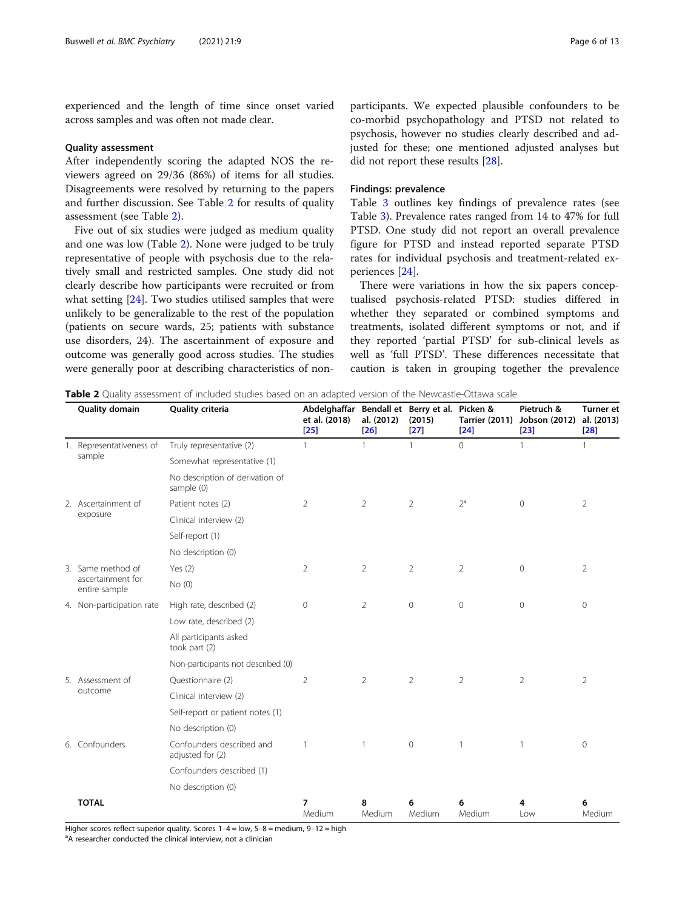experienced and the length of time since onset varied across samples and was often not made clear.

### Quality assessment

After independently scoring the adapted NOS the reviewers agreed on 29/36 (86%) of items for all studies. Disagreements were resolved by returning to the papers and further discussion. See Table 2 for results of quality assessment (see Table 2).

Five out of six studies were judged as medium quality and one was low (Table 2). None were judged to be truly representative of people with psychosis due to the relatively small and restricted samples. One study did not clearly describe how participants were recruited or from what setting [24]. Two studies utilised samples that were unlikely to be generalizable to the rest of the population (patients on secure wards, 25; patients with substance use disorders, 24). The ascertainment of exposure and outcome was generally good across studies. The studies were generally poor at describing characteristics of non-participants. We expected plausible confounders to be co-morbid psychopathology and PTSD not related to psychosis, however no studies clearly described and adjusted for these; one mentioned adjusted analyses but did not report these results [28].

### Findings: prevalence

Table 3 outlines key findings of prevalence rates (see Table 3). Prevalence rates ranged from 14 to 47% for full PTSD. One study did not report an overall prevalence figure for PTSD and instead reported separate PTSD rates for individual psychosis and treatment-related experiences [24].

There were variations in how the six papers conceptualised psychosis-related PTSD: studies differed in whether they separated or combined symptoms and treatments, isolated different symptoms or not, and if they reported 'partial PTSD' for sub-clinical levels as well as 'full PTSD'. These differences necessitate that caution is taken in grouping together the prevalence

**Table 2** Quality assessment of included studies based on an adapted version of the Newcastle-Ottawa scale

| Quality domain | Quality criteria | Abdelghaffar et al. (2018) [25] | Bendall et al. (2012) [26] | Berry et al. (2015) [27] | Picken & Tarrier (2011) [24] | Pietruch & Jobson (2012) [23] | Turner et al. (2013) [28] |
|---|---|---|---|---|---|---|---|
| 1. Representativeness of sample | Truly representative (2) | 1 | 1 | 1 | 0 | 1 | 1 |
| | Somewhat representative (1) | | | | | | |
| | No description of derivation of sample (0) | | | | | | |
| 2. Ascertainment of exposure | Patient notes (2) | 2 | 2 | 2 | 2[a] | 0 | 2 |
| | Clinical interview (2) | | | | | | |
| | Self-report (1) | | | | | | |
| | No description (0) | | | | | | |
| 3. Same method of ascertainment for entire sample | Yes (2) | 2 | 2 | 2 | 2 | 0 | 2 |
| | No (0) | | | | | | |
| 4. Non-participation rate | High rate, described (2) | 0 | 2 | 0 | 0 | 0 | 0 |
| | Low rate, described (2) | | | | | | |
| | All participants asked took part (2) | | | | | | |
| | Non-participants not described (0) | | | | | | |
| 5. Assessment of outcome | Questionnaire (2) | 2 | 2 | 2 | 2 | 2 | 2 |
| | Clinical interview (2) | | | | | | |
| | Self-report or patient notes (1) | | | | | | |
| | No description (0) | | | | | | |
| 6. Confounders | Confounders described and adjusted for (2) | 1 | 1 | 0 | 1 | 1 | 0 |
| | Confounders described (1) | | | | | | |
| | No description (0) | | | | | | |
| **TOTAL** | | **7** Medium | **8** Medium | **6** Medium | **6** Medium | **4** Low | **6** Medium |

Higher scores reflect superior quality. Scores 1–4 = low, 5–8 = medium, 9–12 = high

[a]A researcher conducted the clinical interview, not a clinician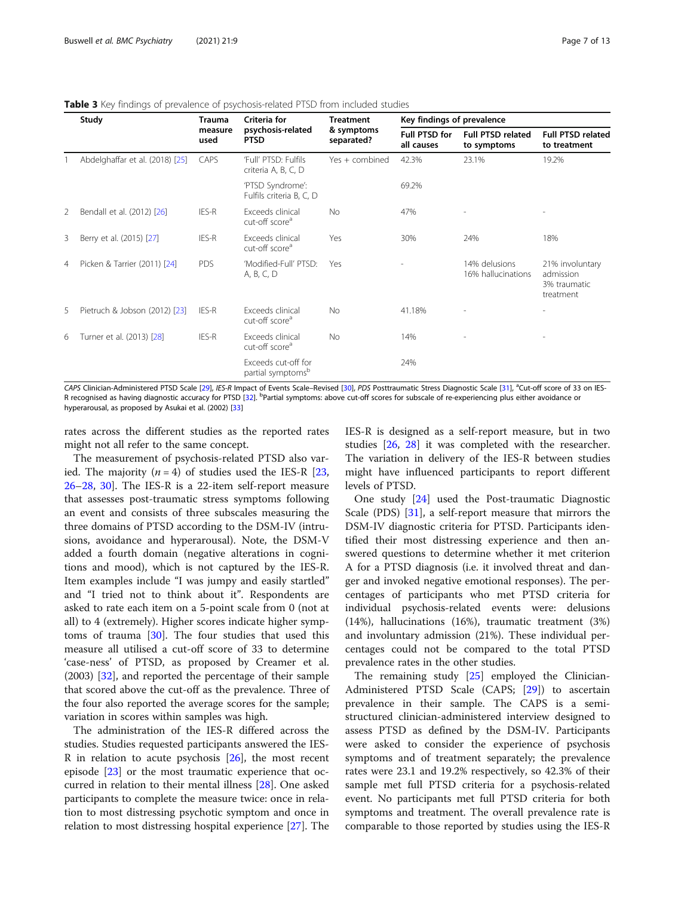**Table 3** Key findings of prevalence of psychosis-related PTSD from included studies

| | Study | Trauma measure used | Criteria for psychosis-related PTSD | Treatment & symptoms separated? | Key findings of prevalence | | |
|---|---|---|---|---|---|---|---|
| | | | | | Full PTSD for all causes | Full PTSD related to symptoms | Full PTSD related to treatment |
| 1 | Abdelghaffar et al. (2018) [25] | CAPS | 'Full' PTSD: Fulfils criteria A, B, C, D | Yes + combined | 42.3% | 23.1% | 19.2% |
| | | | 'PTSD Syndrome': Fulfils criteria B, C, D | | 69.2% | | |
| 2 | Bendall et al. (2012) [26] | IES-R | Exceeds clinical cut-off score[a] | No | 47% | - | - |
| 3 | Berry et al. (2015) [27] | IES-R | Exceeds clinical cut-off score[a] | Yes | 30% | 24% | 18% |
| 4 | Picken & Tarrier (2011) [24] | PDS | 'Modified-Full' PTSD: A, B, C, D | Yes | - | 14% delusions 16% hallucinations | 21% involuntary admission 3% traumatic treatment |
| 5 | Pietruch & Jobson (2012) [23] | IES-R | Exceeds clinical cut-off score[a] | No | 41.18% | - | - |
| 6 | Turner et al. (2013) [28] | IES-R | Exceeds clinical cut-off score[a] | No | 14% | - | - |
| | | | Exceeds cut-off for partial symptoms[b] | | 24% | | |

*CAPS* Clinician-Administered PTSD Scale [29], *IES-R* Impact of Events Scale–Revised [30], *PDS* Posttraumatic Stress Diagnostic Scale [31], [a]Cut-off score of 33 on IES-R recognised as having diagnostic accuracy for PTSD [32]. [b]Partial symptoms: above cut-off scores for subscale of re-experiencing plus either avoidance or hyperarousal, as proposed by Asukai et al. (2002) [33]

rates across the different studies as the reported rates might not all refer to the same concept.

The measurement of psychosis-related PTSD also varied. The majority ($n = 4$) of studies used the IES-R [23, 26–28, 30]. The IES-R is a 22-item self-report measure that assesses post-traumatic stress symptoms following an event and consists of three subscales measuring the three domains of PTSD according to the DSM-IV (intrusions, avoidance and hyperarousal). Note, the DSM-V added a fourth domain (negative alterations in cognitions and mood), which is not captured by the IES-R. Item examples include "I was jumpy and easily startled" and "I tried not to think about it". Respondents are asked to rate each item on a 5-point scale from 0 (not at all) to 4 (extremely). Higher scores indicate higher symptoms of trauma [30]. The four studies that used this measure all utilised a cut-off score of 33 to determine 'case-ness' of PTSD, as proposed by Creamer et al. (2003) [32], and reported the percentage of their sample that scored above the cut-off as the prevalence. Three of the four also reported the average scores for the sample; variation in scores within samples was high.

The administration of the IES-R differed across the studies. Studies requested participants answered the IES-R in relation to acute psychosis [26], the most recent episode [23] or the most traumatic experience that occurred in relation to their mental illness [28]. One asked participants to complete the measure twice: once in relation to most distressing psychotic symptom and once in relation to most distressing hospital experience [27]. The IES-R is designed as a self-report measure, but in two studies [26, 28] it was completed with the researcher. The variation in delivery of the IES-R between studies might have influenced participants to report different levels of PTSD.

One study [24] used the Post-traumatic Diagnostic Scale (PDS) [31], a self-report measure that mirrors the DSM-IV diagnostic criteria for PTSD. Participants identified their most distressing experience and then answered questions to determine whether it met criterion A for a PTSD diagnosis (i.e. it involved threat and danger and invoked negative emotional responses). The percentages of participants who met PTSD criteria for individual psychosis-related events were: delusions (14%), hallucinations (16%), traumatic treatment (3%) and involuntary admission (21%). These individual percentages could not be compared to the total PTSD prevalence rates in the other studies.

The remaining study [25] employed the Clinician-Administered PTSD Scale (CAPS; [29]) to ascertain prevalence in their sample. The CAPS is a semi-structured clinician-administered interview designed to assess PTSD as defined by the DSM-IV. Participants were asked to consider the experience of psychosis symptoms and of treatment separately; the prevalence rates were 23.1 and 19.2% respectively, so 42.3% of their sample met full PTSD criteria for a psychosis-related event. No participants met full PTSD criteria for both symptoms and treatment. The overall prevalence rate is comparable to those reported by studies using the IES-R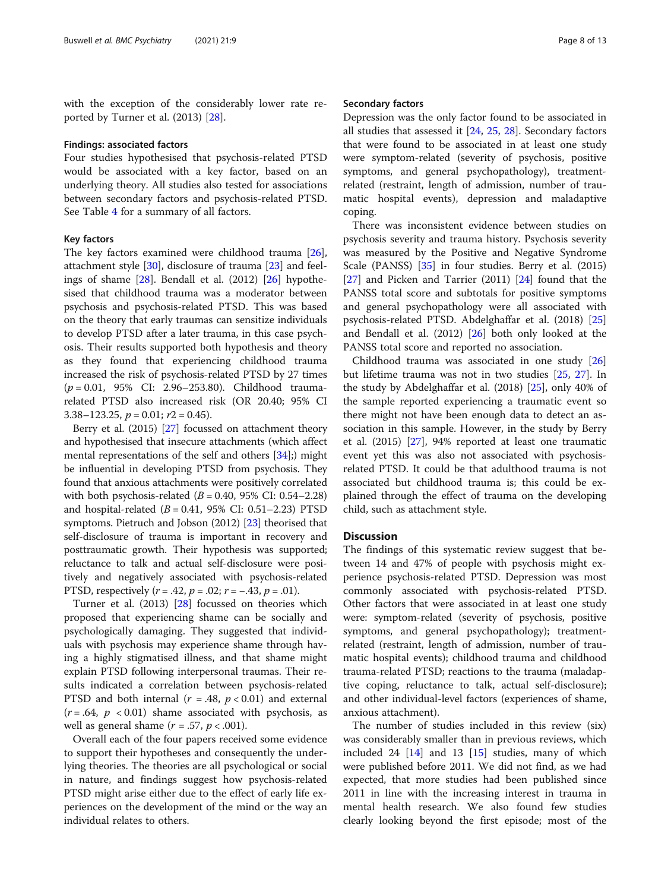with the exception of the considerably lower rate reported by Turner et al. (2013) [28].

### Findings: associated factors

Four studies hypothesised that psychosis-related PTSD would be associated with a key factor, based on an underlying theory. All studies also tested for associations between secondary factors and psychosis-related PTSD. See Table 4 for a summary of all factors.

### Key factors

The key factors examined were childhood trauma [26], attachment style [30], disclosure of trauma [23] and feelings of shame [28]. Bendall et al. (2012) [26] hypothesised that childhood trauma was a moderator between psychosis and psychosis-related PTSD. This was based on the theory that early traumas can sensitize individuals to develop PTSD after a later trauma, in this case psychosis. Their results supported both hypothesis and theory as they found that experiencing childhood trauma increased the risk of psychosis-related PTSD by 27 times ($p = 0.01$, 95% CI: 2.96–253.80). Childhood trauma-related PTSD also increased risk (OR 20.40; 95% CI 3.38–123.25, $p = 0.01$; $r2 = 0.45$).

Berry et al. (2015) [27] focussed on attachment theory and hypothesised that insecure attachments (which affect mental representations of the self and others [34];) might be influential in developing PTSD from psychosis. They found that anxious attachments were positively correlated with both psychosis-related ($B = 0.40$, 95% CI: 0.54–2.28) and hospital-related ($B = 0.41$, 95% CI: 0.51–2.23) PTSD symptoms. Pietruch and Jobson (2012) [23] theorised that self-disclosure of trauma is important in recovery and posttraumatic growth. Their hypothesis was supported; reluctance to talk and actual self-disclosure were positively and negatively associated with psychosis-related PTSD, respectively ($r = .42$, $p = .02$; $r = -.43$, $p = .01$).

Turner et al. (2013) [28] focussed on theories which proposed that experiencing shame can be socially and psychologically damaging. They suggested that individuals with psychosis may experience shame through having a highly stigmatised illness, and that shame might explain PTSD following interpersonal traumas. Their results indicated a correlation between psychosis-related PTSD and both internal ($r = .48$, $p < 0.01$) and external ($r = .64$, $p < 0.01$) shame associated with psychosis, as well as general shame ($r = .57$, $p < .001$).

Overall each of the four papers received some evidence to support their hypotheses and consequently the underlying theories. The theories are all psychological or social in nature, and findings suggest how psychosis-related PTSD might arise either due to the effect of early life experiences on the development of the mind or the way an individual relates to others.

### Secondary factors

Depression was the only factor found to be associated in all studies that assessed it [24, 25, 28]. Secondary factors that were found to be associated in at least one study were symptom-related (severity of psychosis, positive symptoms, and general psychopathology), treatment-related (restraint, length of admission, number of traumatic hospital events), depression and maladaptive coping.

There was inconsistent evidence between studies on psychosis severity and trauma history. Psychosis severity was measured by the Positive and Negative Syndrome Scale (PANSS) [35] in four studies. Berry et al. (2015) [27] and Picken and Tarrier (2011) [24] found that the PANSS total score and subtotals for positive symptoms and general psychopathology were all associated with psychosis-related PTSD. Abdelghaffar et al. (2018) [25] and Bendall et al. (2012) [26] both only looked at the PANSS total score and reported no association.

Childhood trauma was associated in one study [26] but lifetime trauma was not in two studies [25, 27]. In the study by Abdelghaffar et al. (2018) [25], only 40% of the sample reported experiencing a traumatic event so there might not have been enough data to detect an association in this sample. However, in the study by Berry et al. (2015) [27], 94% reported at least one traumatic event yet this was also not associated with psychosis-related PTSD. It could be that adulthood trauma is not associated but childhood trauma is; this could be explained through the effect of trauma on the developing child, such as attachment style.

## Discussion

The findings of this systematic review suggest that between 14 and 47% of people with psychosis might experience psychosis-related PTSD. Depression was most commonly associated with psychosis-related PTSD. Other factors that were associated in at least one study were: symptom-related (severity of psychosis, positive symptoms, and general psychopathology); treatment-related (restraint, length of admission, number of traumatic hospital events); childhood trauma and childhood trauma-related PTSD; reactions to the trauma (maladaptive coping, reluctance to talk, actual self-disclosure); and other individual-level factors (experiences of shame, anxious attachment).

The number of studies included in this review (six) was considerably smaller than in previous reviews, which included 24 [14] and 13 [15] studies, many of which were published before 2011. We did not find, as we had expected, that more studies had been published since 2011 in line with the increasing interest in trauma in mental health research. We also found few studies clearly looking beyond the first episode; most of the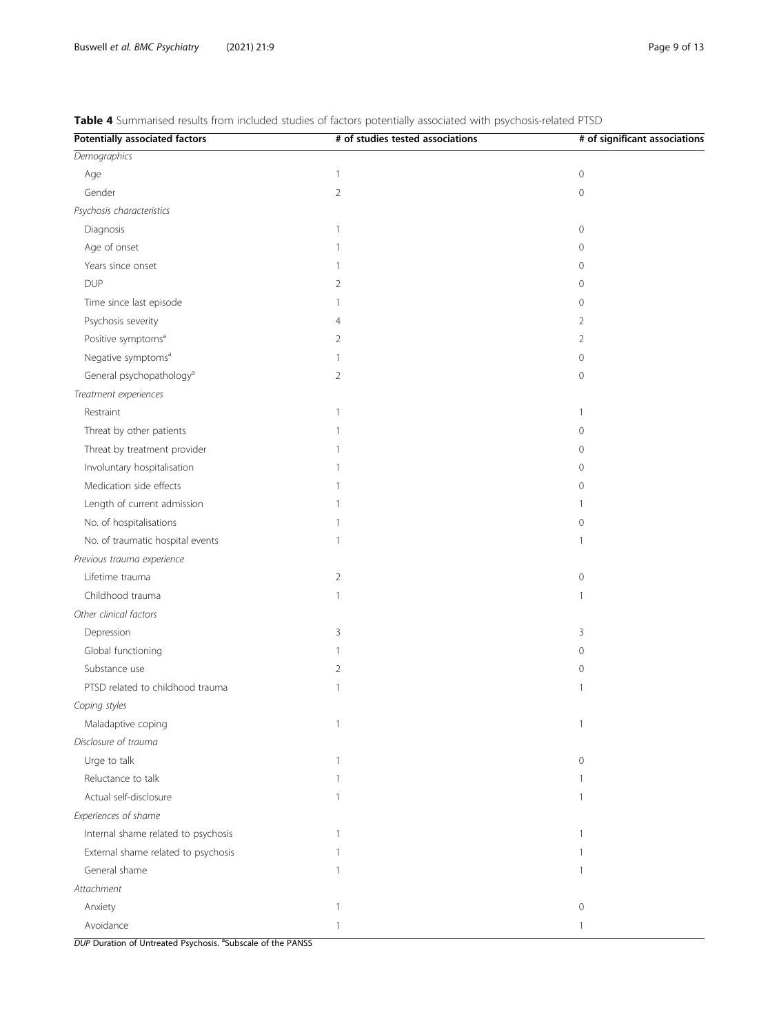**Table 4** Summarised results from included studies of factors potentially associated with psychosis-related PTSD

| Potentially associated factors | # of studies tested associations | # of significant associations |
| --- | --- | --- |
| *Demographics* | | |
| Age | 1 | 0 |
| Gender | 2 | 0 |
| *Psychosis characteristics* | | |
| Diagnosis | 1 | 0 |
| Age of onset | 1 | 0 |
| Years since onset | 1 | 0 |
| DUP | 2 | 0 |
| Time since last episode | 1 | 0 |
| Psychosis severity | 4 | 2 |
| Positive symptoms[a] | 2 | 2 |
| Negative symptoms[a] | 1 | 0 |
| General psychopathology[a] | 2 | 0 |
| *Treatment experiences* | | |
| Restraint | 1 | 1 |
| Threat by other patients | 1 | 0 |
| Threat by treatment provider | 1 | 0 |
| Involuntary hospitalisation | 1 | 0 |
| Medication side effects | 1 | 0 |
| Length of current admission | 1 | 1 |
| No. of hospitalisations | 1 | 0 |
| No. of traumatic hospital events | 1 | 1 |
| *Previous trauma experience* | | |
| Lifetime trauma | 2 | 0 |
| Childhood trauma | 1 | 1 |
| *Other clinical factors* | | |
| Depression | 3 | 3 |
| Global functioning | 1 | 0 |
| Substance use | 2 | 0 |
| PTSD related to childhood trauma | 1 | 1 |
| *Coping styles* | | |
| Maladaptive coping | 1 | 1 |
| *Disclosure of trauma* | | |
| Urge to talk | 1 | 0 |
| Reluctance to talk | 1 | 1 |
| Actual self-disclosure | 1 | 1 |
| *Experiences of shame* | | |
| Internal shame related to psychosis | 1 | 1 |
| External shame related to psychosis | 1 | 1 |
| General shame | 1 | 1 |
| *Attachment* | | |
| Anxiety | 1 | 0 |
| Avoidance | 1 | 1 |

*DUP* Duration of Untreated Psychosis. [a]Subscale of the PANSS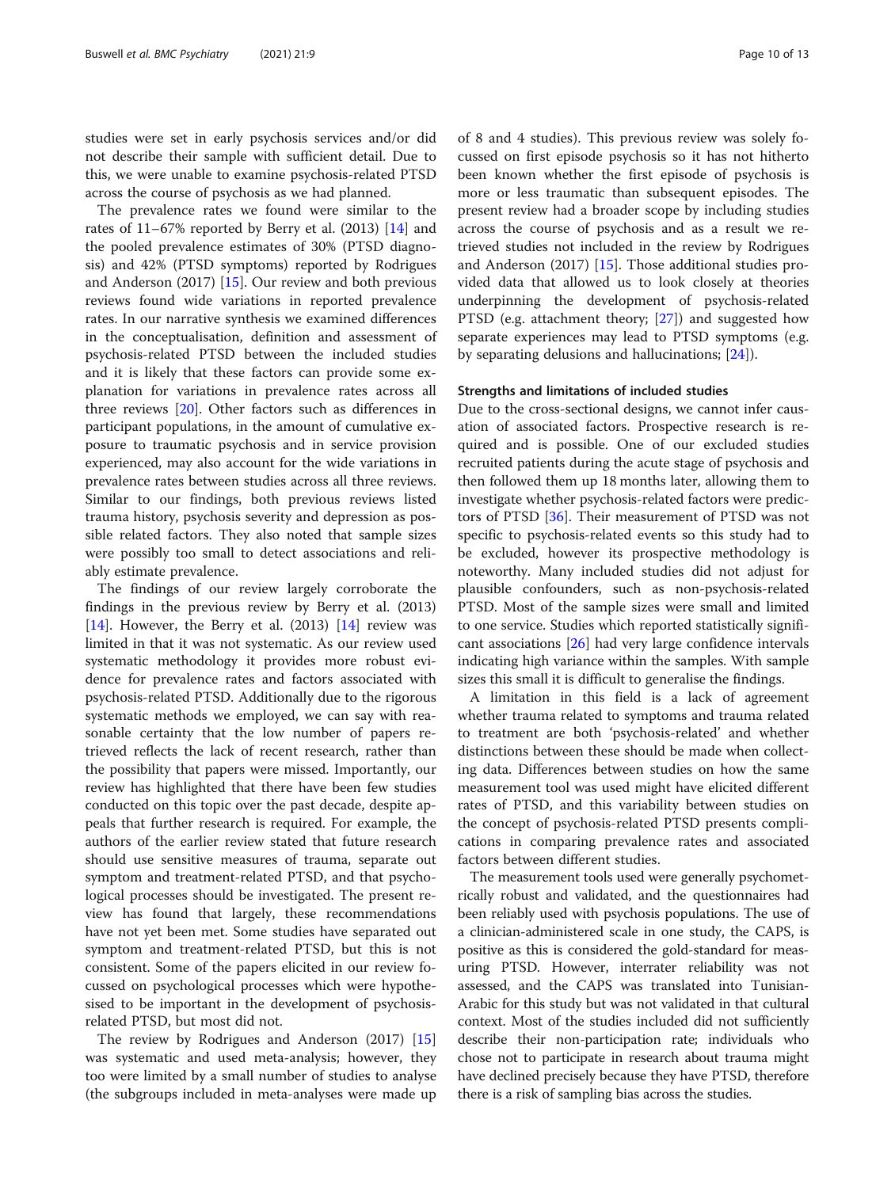studies were set in early psychosis services and/or did not describe their sample with sufficient detail. Due to this, we were unable to examine psychosis-related PTSD across the course of psychosis as we had planned.

The prevalence rates we found were similar to the rates of 11–67% reported by Berry et al. (2013) [14] and the pooled prevalence estimates of 30% (PTSD diagnosis) and 42% (PTSD symptoms) reported by Rodrigues and Anderson (2017) [15]. Our review and both previous reviews found wide variations in reported prevalence rates. In our narrative synthesis we examined differences in the conceptualisation, definition and assessment of psychosis-related PTSD between the included studies and it is likely that these factors can provide some explanation for variations in prevalence rates across all three reviews [20]. Other factors such as differences in participant populations, in the amount of cumulative exposure to traumatic psychosis and in service provision experienced, may also account for the wide variations in prevalence rates between studies across all three reviews. Similar to our findings, both previous reviews listed trauma history, psychosis severity and depression as possible related factors. They also noted that sample sizes were possibly too small to detect associations and reliably estimate prevalence.

The findings of our review largely corroborate the findings in the previous review by Berry et al. (2013) [14]. However, the Berry et al. (2013) [14] review was limited in that it was not systematic. As our review used systematic methodology it provides more robust evidence for prevalence rates and factors associated with psychosis-related PTSD. Additionally due to the rigorous systematic methods we employed, we can say with reasonable certainty that the low number of papers retrieved reflects the lack of recent research, rather than the possibility that papers were missed. Importantly, our review has highlighted that there have been few studies conducted on this topic over the past decade, despite appeals that further research is required. For example, the authors of the earlier review stated that future research should use sensitive measures of trauma, separate out symptom and treatment-related PTSD, and that psychological processes should be investigated. The present review has found that largely, these recommendations have not yet been met. Some studies have separated out symptom and treatment-related PTSD, but this is not consistent. Some of the papers elicited in our review focussed on psychological processes which were hypothesised to be important in the development of psychosis-related PTSD, but most did not.

The review by Rodrigues and Anderson (2017) [15] was systematic and used meta-analysis; however, they too were limited by a small number of studies to analyse (the subgroups included in meta-analyses were made up of 8 and 4 studies). This previous review was solely focussed on first episode psychosis so it has not hitherto been known whether the first episode of psychosis is more or less traumatic than subsequent episodes. The present review had a broader scope by including studies across the course of psychosis and as a result we retrieved studies not included in the review by Rodrigues and Anderson (2017) [15]. Those additional studies provided data that allowed us to look closely at theories underpinning the development of psychosis-related PTSD (e.g. attachment theory; [27]) and suggested how separate experiences may lead to PTSD symptoms (e.g. by separating delusions and hallucinations; [24]).

### Strengths and limitations of included studies

Due to the cross-sectional designs, we cannot infer causation of associated factors. Prospective research is required and is possible. One of our excluded studies recruited patients during the acute stage of psychosis and then followed them up 18 months later, allowing them to investigate whether psychosis-related factors were predictors of PTSD [36]. Their measurement of PTSD was not specific to psychosis-related events so this study had to be excluded, however its prospective methodology is noteworthy. Many included studies did not adjust for plausible confounders, such as non-psychosis-related PTSD. Most of the sample sizes were small and limited to one service. Studies which reported statistically significant associations [26] had very large confidence intervals indicating high variance within the samples. With sample sizes this small it is difficult to generalise the findings.

A limitation in this field is a lack of agreement whether trauma related to symptoms and trauma related to treatment are both 'psychosis-related' and whether distinctions between these should be made when collecting data. Differences between studies on how the same measurement tool was used might have elicited different rates of PTSD, and this variability between studies on the concept of psychosis-related PTSD presents complications in comparing prevalence rates and associated factors between different studies.

The measurement tools used were generally psychometrically robust and validated, and the questionnaires had been reliably used with psychosis populations. The use of a clinician-administered scale in one study, the CAPS, is positive as this is considered the gold-standard for measuring PTSD. However, interrater reliability was not assessed, and the CAPS was translated into Tunisian-Arabic for this study but was not validated in that cultural context. Most of the studies included did not sufficiently describe their non-participation rate; individuals who chose not to participate in research about trauma might have declined precisely because they have PTSD, therefore there is a risk of sampling bias across the studies.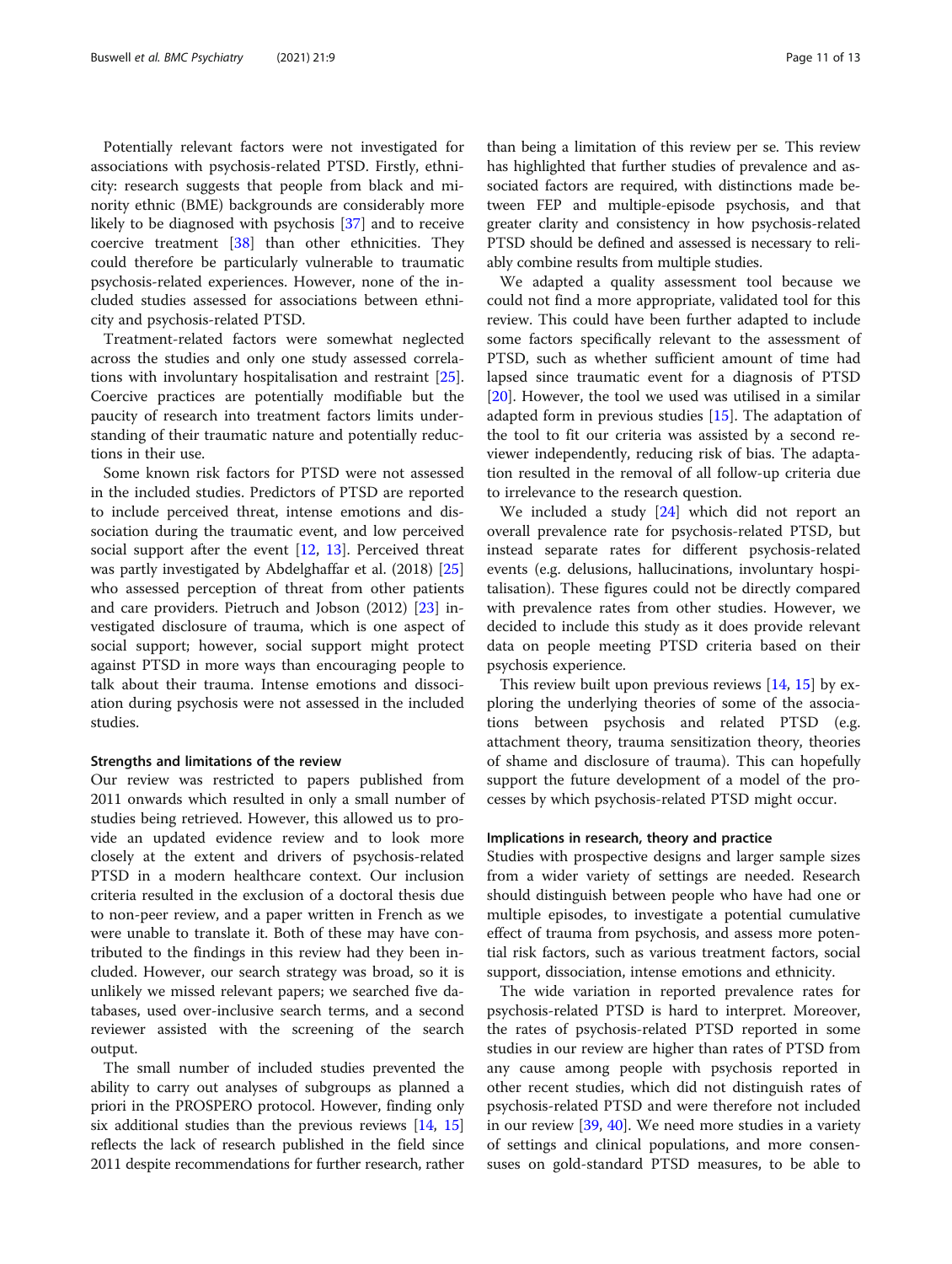Potentially relevant factors were not investigated for associations with psychosis-related PTSD. Firstly, ethnicity: research suggests that people from black and minority ethnic (BME) backgrounds are considerably more likely to be diagnosed with psychosis [37] and to receive coercive treatment [38] than other ethnicities. They could therefore be particularly vulnerable to traumatic psychosis-related experiences. However, none of the included studies assessed for associations between ethnicity and psychosis-related PTSD.

Treatment-related factors were somewhat neglected across the studies and only one study assessed correlations with involuntary hospitalisation and restraint [25]. Coercive practices are potentially modifiable but the paucity of research into treatment factors limits understanding of their traumatic nature and potentially reductions in their use.

Some known risk factors for PTSD were not assessed in the included studies. Predictors of PTSD are reported to include perceived threat, intense emotions and dissociation during the traumatic event, and low perceived social support after the event [12, 13]. Perceived threat was partly investigated by Abdelghaffar et al. (2018) [25] who assessed perception of threat from other patients and care providers. Pietruch and Jobson (2012) [23] investigated disclosure of trauma, which is one aspect of social support; however, social support might protect against PTSD in more ways than encouraging people to talk about their trauma. Intense emotions and dissociation during psychosis were not assessed in the included studies.

### Strengths and limitations of the review

Our review was restricted to papers published from 2011 onwards which resulted in only a small number of studies being retrieved. However, this allowed us to provide an updated evidence review and to look more closely at the extent and drivers of psychosis-related PTSD in a modern healthcare context. Our inclusion criteria resulted in the exclusion of a doctoral thesis due to non-peer review, and a paper written in French as we were unable to translate it. Both of these may have contributed to the findings in this review had they been included. However, our search strategy was broad, so it is unlikely we missed relevant papers; we searched five databases, used over-inclusive search terms, and a second reviewer assisted with the screening of the search output.

The small number of included studies prevented the ability to carry out analyses of subgroups as planned a priori in the PROSPERO protocol. However, finding only six additional studies than the previous reviews [14, 15] reflects the lack of research published in the field since 2011 despite recommendations for further research, rather than being a limitation of this review per se. This review has highlighted that further studies of prevalence and associated factors are required, with distinctions made between FEP and multiple-episode psychosis, and that greater clarity and consistency in how psychosis-related PTSD should be defined and assessed is necessary to reliably combine results from multiple studies.

We adapted a quality assessment tool because we could not find a more appropriate, validated tool for this review. This could have been further adapted to include some factors specifically relevant to the assessment of PTSD, such as whether sufficient amount of time had lapsed since traumatic event for a diagnosis of PTSD [20]. However, the tool we used was utilised in a similar adapted form in previous studies [15]. The adaptation of the tool to fit our criteria was assisted by a second reviewer independently, reducing risk of bias. The adaptation resulted in the removal of all follow-up criteria due to irrelevance to the research question.

We included a study [24] which did not report an overall prevalence rate for psychosis-related PTSD, but instead separate rates for different psychosis-related events (e.g. delusions, hallucinations, involuntary hospitalisation). These figures could not be directly compared with prevalence rates from other studies. However, we decided to include this study as it does provide relevant data on people meeting PTSD criteria based on their psychosis experience.

This review built upon previous reviews [14, 15] by exploring the underlying theories of some of the associations between psychosis and related PTSD (e.g. attachment theory, trauma sensitization theory, theories of shame and disclosure of trauma). This can hopefully support the future development of a model of the processes by which psychosis-related PTSD might occur.

### Implications in research, theory and practice

Studies with prospective designs and larger sample sizes from a wider variety of settings are needed. Research should distinguish between people who have had one or multiple episodes, to investigate a potential cumulative effect of trauma from psychosis, and assess more potential risk factors, such as various treatment factors, social support, dissociation, intense emotions and ethnicity.

The wide variation in reported prevalence rates for psychosis-related PTSD is hard to interpret. Moreover, the rates of psychosis-related PTSD reported in some studies in our review are higher than rates of PTSD from any cause among people with psychosis reported in other recent studies, which did not distinguish rates of psychosis-related PTSD and were therefore not included in our review [39, 40]. We need more studies in a variety of settings and clinical populations, and more consensuses on gold-standard PTSD measures, to be able to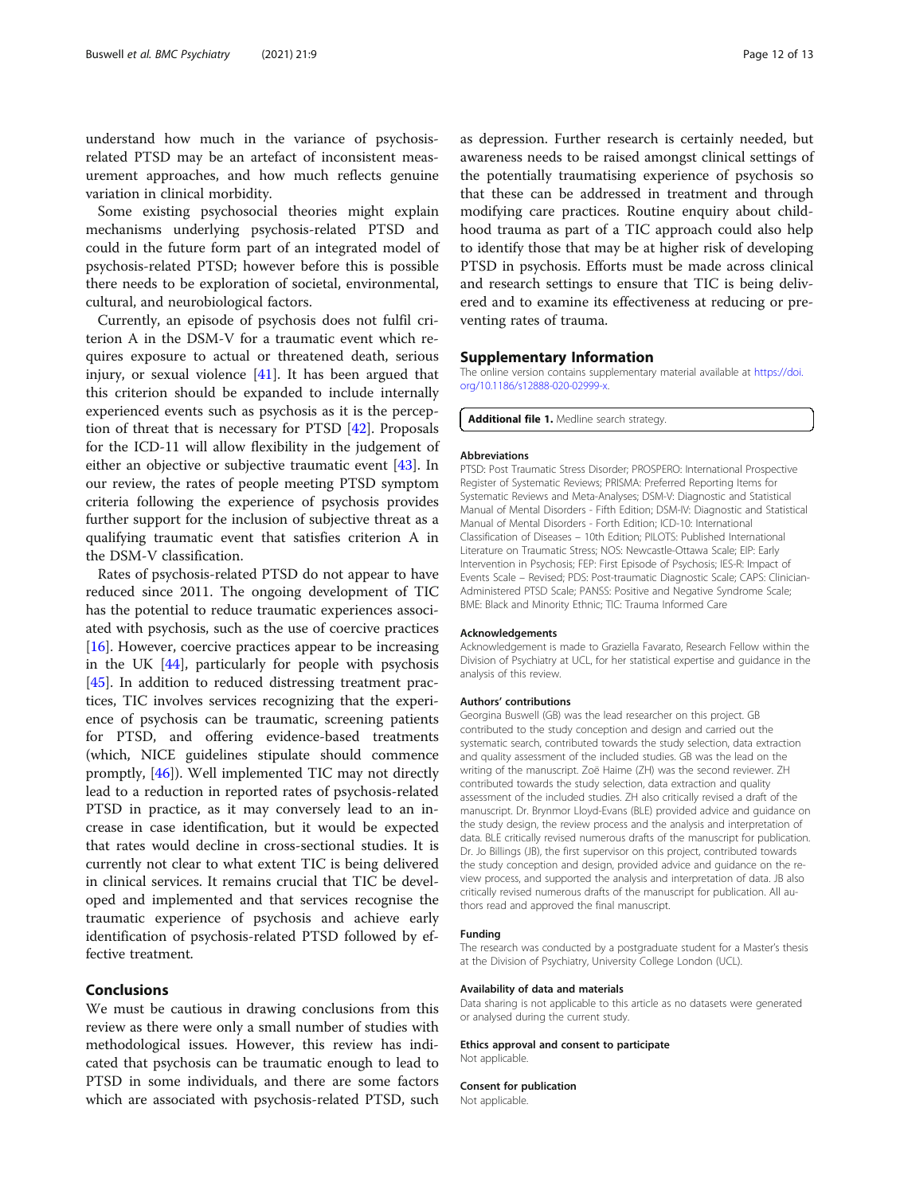understand how much in the variance of psychosis-related PTSD may be an artefact of inconsistent measurement approaches, and how much reflects genuine variation in clinical morbidity.

Some existing psychosocial theories might explain mechanisms underlying psychosis-related PTSD and could in the future form part of an integrated model of psychosis-related PTSD; however before this is possible there needs to be exploration of societal, environmental, cultural, and neurobiological factors.

Currently, an episode of psychosis does not fulfil criterion A in the DSM-V for a traumatic event which requires exposure to actual or threatened death, serious injury, or sexual violence [41]. It has been argued that this criterion should be expanded to include internally experienced events such as psychosis as it is the perception of threat that is necessary for PTSD [42]. Proposals for the ICD-11 will allow flexibility in the judgement of either an objective or subjective traumatic event [43]. In our review, the rates of people meeting PTSD symptom criteria following the experience of psychosis provides further support for the inclusion of subjective threat as a qualifying traumatic event that satisfies criterion A in the DSM-V classification.

Rates of psychosis-related PTSD do not appear to have reduced since 2011. The ongoing development of TIC has the potential to reduce traumatic experiences associated with psychosis, such as the use of coercive practices [16]. However, coercive practices appear to be increasing in the UK [44], particularly for people with psychosis [45]. In addition to reduced distressing treatment practices, TIC involves services recognizing that the experience of psychosis can be traumatic, screening patients for PTSD, and offering evidence-based treatments (which, NICE guidelines stipulate should commence promptly, [46]). Well implemented TIC may not directly lead to a reduction in reported rates of psychosis-related PTSD in practice, as it may conversely lead to an increase in case identification, but it would be expected that rates would decline in cross-sectional studies. It is currently not clear to what extent TIC is being delivered in clinical services. It remains crucial that TIC be developed and implemented and that services recognise the traumatic experience of psychosis and achieve early identification of psychosis-related PTSD followed by effective treatment.

## Conclusions

We must be cautious in drawing conclusions from this review as there were only a small number of studies with methodological issues. However, this review has indicated that psychosis can be traumatic enough to lead to PTSD in some individuals, and there are some factors which are associated with psychosis-related PTSD, such as depression. Further research is certainly needed, but awareness needs to be raised amongst clinical settings of the potentially traumatising experience of psychosis so that these can be addressed in treatment and through modifying care practices. Routine enquiry about childhood trauma as part of a TIC approach could also help to identify those that may be at higher risk of developing PTSD in psychosis. Efforts must be made across clinical and research settings to ensure that TIC is being delivered and to examine its effectiveness at reducing or preventing rates of trauma.

## Supplementary Information

The online version contains supplementary material available at https://doi.org/10.1186/s12888-020-02999-x.

**Additional file 1.** Medline search strategy.

### Abbreviations

PTSD: Post Traumatic Stress Disorder; PROSPERO: International Prospective Register of Systematic Reviews; PRISMA: Preferred Reporting Items for Systematic Reviews and Meta-Analyses; DSM-V: Diagnostic and Statistical Manual of Mental Disorders - Fifth Edition; DSM-IV: Diagnostic and Statistical Manual of Mental Disorders - Forth Edition; ICD-10: International Classification of Diseases – 10th Edition; PILOTS: Published International Literature on Traumatic Stress; NOS: Newcastle-Ottawa Scale; EIP: Early Intervention in Psychosis; FEP: First Episode of Psychosis; IES-R: Impact of Events Scale – Revised; PDS: Post-traumatic Diagnostic Scale; CAPS: Clinician-Administered PTSD Scale; PANSS: Positive and Negative Syndrome Scale; BME: Black and Minority Ethnic; TIC: Trauma Informed Care

### Acknowledgements

Acknowledgement is made to Graziella Favarato, Research Fellow within the Division of Psychiatry at UCL, for her statistical expertise and guidance in the analysis of this review.

### Authors' contributions

Georgina Buswell (GB) was the lead researcher on this project. GB contributed to the study conception and design and carried out the systematic search, contributed towards the study selection, data extraction and quality assessment of the included studies. GB was the lead on the writing of the manuscript. Zoë Haime (ZH) was the second reviewer. ZH contributed towards the study selection, data extraction and quality assessment of the included studies. ZH also critically revised a draft of the manuscript. Dr. Brynmor Lloyd-Evans (BLE) provided advice and guidance on the study design, the review process and the analysis and interpretation of data. BLE critically revised numerous drafts of the manuscript for publication. Dr. Jo Billings (JB), the first supervisor on this project, contributed towards the study conception and design, provided advice and guidance on the review process, and supported the analysis and interpretation of data. JB also critically revised numerous drafts of the manuscript for publication. All authors read and approved the final manuscript.

### Funding

The research was conducted by a postgraduate student for a Master's thesis at the Division of Psychiatry, University College London (UCL).

### Availability of data and materials

Data sharing is not applicable to this article as no datasets were generated or analysed during the current study.

### Ethics approval and consent to participate

Not applicable.

### Consent for publication

Not applicable.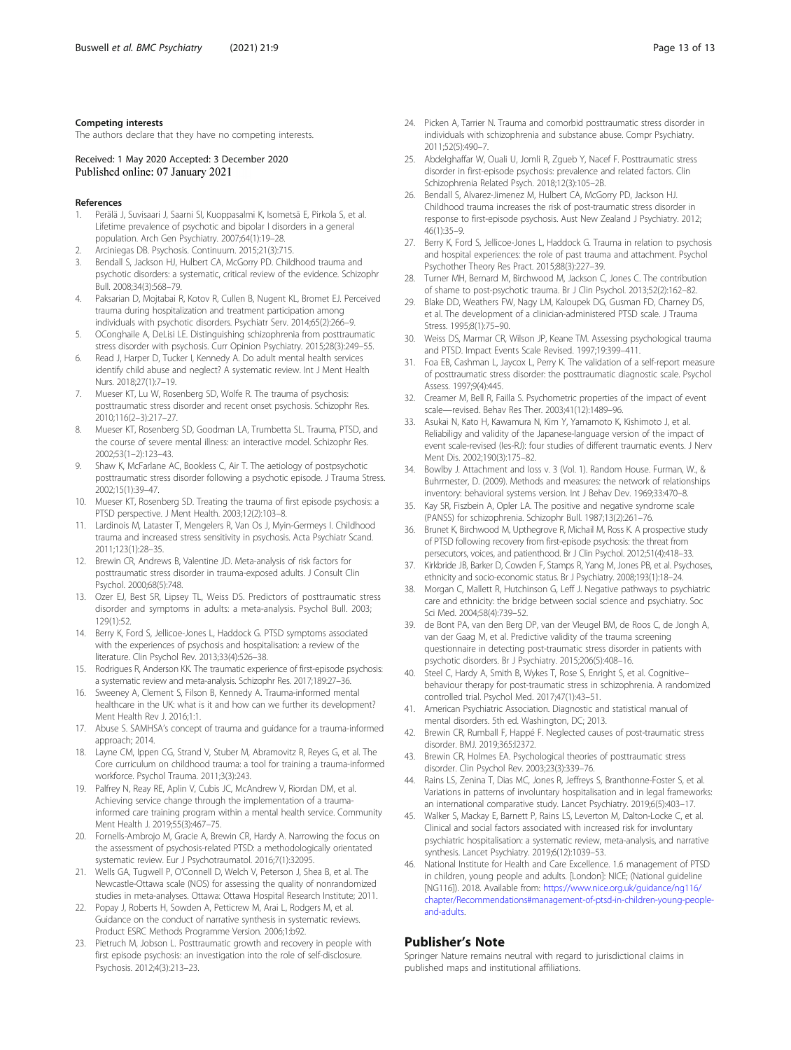#### Competing interests

The authors declare that they have no competing interests.

Received: 1 May 2020 Accepted: 3 December 2020

Published online: 07 January 2021

#### References

1. Perälä J, Suvisaari J, Saarni SI, Kuoppasalmi K, Isometsä E, Pirkola S, et al. Lifetime prevalence of psychotic and bipolar I disorders in a general population. Arch Gen Psychiatry. 2007;64(1):19–28.
2. Arciniegas DB. Psychosis. Continuum. 2015;21(3):715.
3. Bendall S, Jackson HJ, Hulbert CA, McGorry PD. Childhood trauma and psychotic disorders: a systematic, critical review of the evidence. Schizophr Bull. 2008;34(3):568–79.
4. Paksarian D, Mojtabai R, Kotov R, Cullen B, Nugent KL, Bromet EJ. Perceived trauma during hospitalization and treatment participation among individuals with psychotic disorders. Psychiatr Serv. 2014;65(2):266–9.
5. OConghaile A, DeLisi LE. Distinguishing schizophrenia from posttraumatic stress disorder with psychosis. Curr Opinion Psychiatry. 2015;28(3):249–55.
6. Read J, Harper D, Tucker I, Kennedy A. Do adult mental health services identify child abuse and neglect? A systematic review. Int J Ment Health Nurs. 2018;27(1):7–19.
7. Mueser KT, Lu W, Rosenberg SD, Wolfe R. The trauma of psychosis: posttraumatic stress disorder and recent onset psychosis. Schizophr Res. 2010;116(2–3):217–27.
8. Mueser KT, Rosenberg SD, Goodman LA, Trumbetta SL. Trauma, PTSD, and the course of severe mental illness: an interactive model. Schizophr Res. 2002;53(1–2):123–43.
9. Shaw K, McFarlane AC, Bookless C, Air T. The aetiology of postpsychotic posttraumatic stress disorder following a psychotic episode. J Trauma Stress. 2002;15(1):39–47.
10. Mueser KT, Rosenberg SD. Treating the trauma of first episode psychosis: a PTSD perspective. J Ment Health. 2003;12(2):103–8.
11. Lardinois M, Lataster T, Mengelers R, Van Os J, Myin-Germeys I. Childhood trauma and increased stress sensitivity in psychosis. Acta Psychiatr Scand. 2011;123(1):28–35.
12. Brewin CR, Andrews B, Valentine JD. Meta-analysis of risk factors for posttraumatic stress disorder in trauma-exposed adults. J Consult Clin Psychol. 2000;68(5):748.
13. Ozer EJ, Best SR, Lipsey TL, Weiss DS. Predictors of posttraumatic stress disorder and symptoms in adults: a meta-analysis. Psychol Bull. 2003; 129(1):52.
14. Berry K, Ford S, Jellicoe-Jones L, Haddock G. PTSD symptoms associated with the experiences of psychosis and hospitalisation: a review of the literature. Clin Psychol Rev. 2013;33(4):526–38.
15. Rodrigues R, Anderson KK. The traumatic experience of first-episode psychosis: a systematic review and meta-analysis. Schizophr Res. 2017;189:27–36.
16. Sweeney A, Clement S, Filson B, Kennedy A. Trauma-informed mental healthcare in the UK: what is it and how can we further its development? Ment Health Rev J. 2016;1:1.
17. Abuse S. SAMHSA's concept of trauma and guidance for a trauma-informed approach; 2014.
18. Layne CM, Ippen CG, Strand V, Stuber M, Abramovitz R, Reyes G, et al. The Core curriculum on childhood trauma: a tool for training a trauma-informed workforce. Psychol Trauma. 2011;3(3):243.
19. Palfrey N, Reay RE, Aplin V, Cubis JC, McAndrew V, Riordan DM, et al. Achieving service change through the implementation of a trauma-informed care training program within a mental health service. Community Ment Health J. 2019;55(3):467–75.
20. Fornells-Ambrojo M, Gracie A, Brewin CR, Hardy A. Narrowing the focus on the assessment of psychosis-related PTSD: a methodologically orientated systematic review. Eur J Psychotraumatol. 2016;7(1):32095.
21. Wells GA, Tugwell P, O'Connell D, Welch V, Peterson J, Shea B, et al. The Newcastle-Ottawa scale (NOS) for assessing the quality of nonrandomized studies in meta-analyses. Ottawa: Ottawa Hospital Research Institute; 2011.
22. Popay J, Roberts H, Sowden A, Petticrew M, Arai L, Rodgers M, et al. Guidance on the conduct of narrative synthesis in systematic reviews. Product ESRC Methods Programme Version. 2006;1:b92.
23. Pietruch M, Jobson L. Posttraumatic growth and recovery in people with first episode psychosis: an investigation into the role of self-disclosure. Psychosis. 2012;4(3):213–23.
24. Picken A, Tarrier N. Trauma and comorbid posttraumatic stress disorder in individuals with schizophrenia and substance abuse. Compr Psychiatry. 2011;52(5):490–7.
25. Abdelghaffar W, Ouali U, Jomli R, Zgueb Y, Nacef F. Posttraumatic stress disorder in first-episode psychosis: prevalence and related factors. Clin Schizophrenia Related Psych. 2018;12(3):105–2B.
26. Bendall S, Alvarez-Jimenez M, Hulbert CA, McGorry PD, Jackson HJ. Childhood trauma increases the risk of post-traumatic stress disorder in response to first-episode psychosis. Aust New Zealand J Psychiatry. 2012; 46(1):35–9.
27. Berry K, Ford S, Jellicoe-Jones L, Haddock G. Trauma in relation to psychosis and hospital experiences: the role of past trauma and attachment. Psychol Psychother Theory Res Pract. 2015;88(3):227–39.
28. Turner MH, Bernard M, Birchwood M, Jackson C, Jones C. The contribution of shame to post-psychotic trauma. Br J Clin Psychol. 2013;52(2):162–82.
29. Blake DD, Weathers FW, Nagy LM, Kaloupek DG, Gusman FD, Charney DS, et al. The development of a clinician-administered PTSD scale. J Trauma Stress. 1995;8(1):75–90.
30. Weiss DS, Marmar CR, Wilson JP, Keane TM. Assessing psychological trauma and PTSD. Impact Events Scale Revised. 1997;19:399–411.
31. Foa EB, Cashman L, Jaycox L, Perry K. The validation of a self-report measure of posttraumatic stress disorder: the posttraumatic diagnostic scale. Psychol Assess. 1997;9(4):445.
32. Creamer M, Bell R, Failla S. Psychometric properties of the impact of event scale—revised. Behav Res Ther. 2003;41(12):1489–96.
33. Asukai N, Kato H, Kawamura N, Kim Y, Yamamoto K, Kishimoto J, et al. Reliabiligy and validity of the Japanese-language version of the impact of event scale-revised (Ies-RJ): four studies of different traumatic events. J Nerv Ment Dis. 2002;190(3):175–82.
34. Bowlby J. Attachment and loss v. 3 (Vol. 1). Random House. Furman, W., & Buhrmester, D. (2009). Methods and measures: the network of relationships inventory: behavioral systems version. Int J Behav Dev. 1969;33:470–8.
35. Kay SR, Fiszbein A, Opler LA. The positive and negative syndrome scale (PANSS) for schizophrenia. Schizophr Bull. 1987;13(2):261–76.
36. Brunet K, Birchwood M, Upthegrove R, Michail M, Ross K. A prospective study of PTSD following recovery from first-episode psychosis: the threat from persecutors, voices, and patienthood. Br J Clin Psychol. 2012;51(4):418–33.
37. Kirkbride JB, Barker D, Cowden F, Stamps R, Yang M, Jones PB, et al. Psychoses, ethnicity and socio-economic status. Br J Psychiatry. 2008;193(1):18–24.
38. Morgan C, Mallett R, Hutchinson G, Leff J. Negative pathways to psychiatric care and ethnicity: the bridge between social science and psychiatry. Soc Sci Med. 2004;58(4):739–52.
39. de Bont PA, van den Berg DP, van der Vleugel BM, de Roos C, de Jongh A, van der Gaag M, et al. Predictive validity of the trauma screening questionnaire in detecting post-traumatic stress disorder in patients with psychotic disorders. Br J Psychiatry. 2015;206(5):408–16.
40. Steel C, Hardy A, Smith B, Wykes T, Rose S, Enright S, et al. Cognitive–behaviour therapy for post-traumatic stress in schizophrenia. A randomized controlled trial. Psychol Med. 2017;47(1):43–51.
41. American Psychiatric Association. Diagnostic and statistical manual of mental disorders. 5th ed. Washington, DC; 2013.
42. Brewin CR, Rumball F, Happé F. Neglected causes of post-traumatic stress disorder. BMJ. 2019;365:l2372.
43. Brewin CR, Holmes EA. Psychological theories of posttraumatic stress disorder. Clin Psychol Rev. 2003;23(3):339–76.
44. Rains LS, Zenina T, Dias MC, Jones R, Jeffreys S, Branthonne-Foster S, et al. Variations in patterns of involuntary hospitalisation and in legal frameworks: an international comparative study. Lancet Psychiatry. 2019;6(5):403–17.
45. Walker S, Mackay E, Barnett P, Rains LS, Leverton M, Dalton-Locke C, et al. Clinical and social factors associated with increased risk for involuntary psychiatric hospitalisation: a systematic review, meta-analysis, and narrative synthesis. Lancet Psychiatry. 2019;6(12):1039–53.
46. National Institute for Health and Care Excellence. 1.6 management of PTSD in children, young people and adults. [London]: NICE; (National guideline [NG116]). 2018. Available from: https://www.nice.org.uk/guidance/ng116/chapter/Recommendations#management-of-ptsd-in-children-young-people-and-adults.

## Publisher's Note

Springer Nature remains neutral with regard to jurisdictional claims in published maps and institutional affiliations.